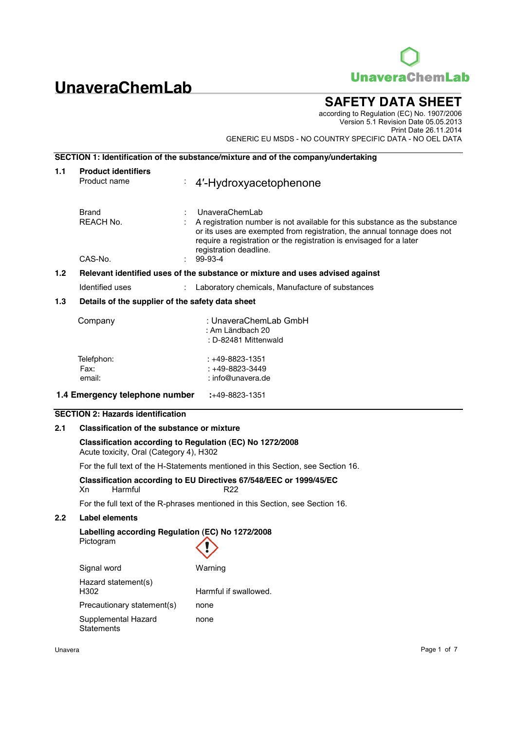# UnaveraChemLab

UnaveraChemLab

## SAFETY DATA SHEET

according to Regulation (EC) No. 1907/2006
Version 5.1 Revision Date 05.05.2013
Print Date 26.11.2014
GENERIC EU MSDS - NO COUNTRY SPECIFIC DATA - NO OEL DATA

## SECTION 1: Identification of the substance/mixture and of the company/undertaking

### 1.1 Product identifiers

| | | |
|---|---|---|
| Product name | : | 4′-Hydroxyacetophenone |
| Brand | : | UnaveraChemLab |
| REACH No. | : | A registration number is not available for this substance as the substance or its uses are exempted from registration, the annual tonnage does not require a registration or the registration is envisaged for a later registration deadline. |
| CAS-No. | : | 99-93-4 |

### 1.2 Relevant identified uses of the substance or mixture and uses advised against

Identified uses : Laboratory chemicals, Manufacture of substances

### 1.3 Details of the supplier of the safety data sheet

| | |
|---|---|
| Company | : UnaveraChemLab GmbH<br>: Am Ländbach 20<br>: D-82481 Mittenwald |
| Telefphon: | : +49-8823-1351 |
| Fax: | : +49-8823-3449 |
| email: | : info@unavera.de |

### 1.4 Emergency telephone number

:+49-8823-1351

## SECTION 2: Hazards identification

### 2.1 Classification of the substance or mixture

**Classification according to Regulation (EC) No 1272/2008**
Acute toxicity, Oral (Category 4), H302

For the full text of the H-Statements mentioned in this Section, see Section 16.

**Classification according to EU Directives 67/548/EEC or 1999/45/EC**
Xn Harmful R22

For the full text of the R-phrases mentioned in this Section, see Section 16.

### 2.2 Label elements

**Labelling according Regulation (EC) No 1272/2008**

| | |
|---|---|
| Pictogram | |
| Signal word | Warning |
| Hazard statement(s)<br>H302 | Harmful if swallowed. |
| Precautionary statement(s) | none |
| Supplemental Hazard Statements | none |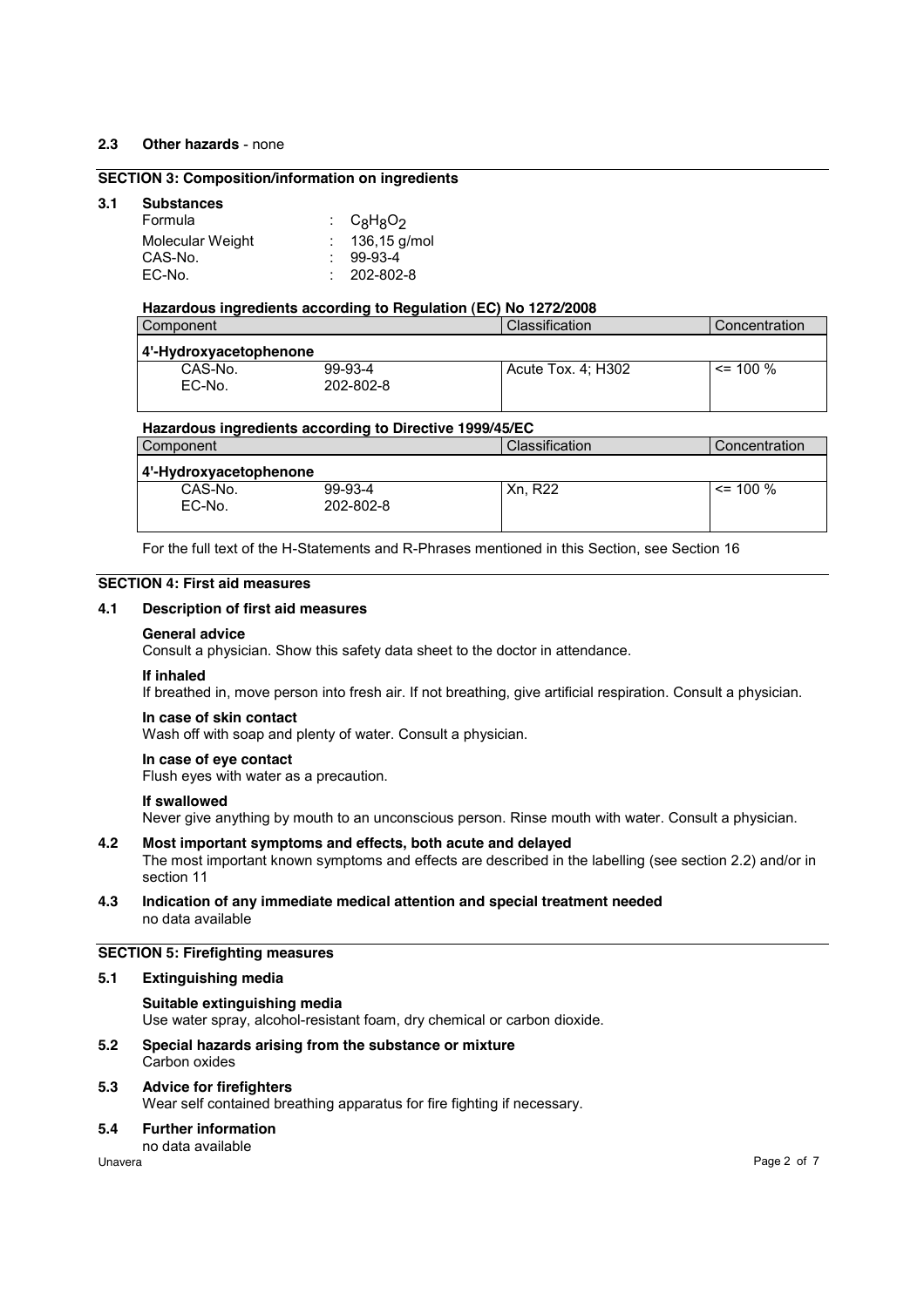**2.3 Other hazards** - none

## SECTION 3: Composition/information on ingredients

**3.1 Substances**

| | |
|---|---|
| Formula | : $C_8H_8O_2$ |
| Molecular Weight | : 136,15 g/mol |
| CAS-No. | : 99-93-4 |
| EC-No. | : 202-802-8 |

**Hazardous ingredients according to Regulation (EC) No 1272/2008**

| Component | | Classification | Concentration |
|---|---|---|---|
| **4'-Hydroxyacetophenone** | | | |
| CAS-No. EC-No. | 99-93-4 202-802-8 | Acute Tox. 4; H302 | <= 100 % |

**Hazardous ingredients according to Directive 1999/45/EC**

| Component | | Classification | Concentration |
|---|---|---|---|
| **4'-Hydroxyacetophenone** | | | |
| CAS-No. EC-No. | 99-93-4 202-802-8 | Xn, R22 | <= 100 % |

For the full text of the H-Statements and R-Phrases mentioned in this Section, see Section 16

## SECTION 4: First aid measures

**4.1 Description of first aid measures**

**General advice**
Consult a physician. Show this safety data sheet to the doctor in attendance.

**If inhaled**
If breathed in, move person into fresh air. If not breathing, give artificial respiration. Consult a physician.

**In case of skin contact**
Wash off with soap and plenty of water. Consult a physician.

**In case of eye contact**
Flush eyes with water as a precaution.

**If swallowed**
Never give anything by mouth to an unconscious person. Rinse mouth with water. Consult a physician.

**4.2 Most important symptoms and effects, both acute and delayed**
The most important known symptoms and effects are described in the labelling (see section 2.2) and/or in section 11

**4.3 Indication of any immediate medical attention and special treatment needed**
no data available

## SECTION 5: Firefighting measures

**5.1 Extinguishing media**

**Suitable extinguishing media**
Use water spray, alcohol-resistant foam, dry chemical or carbon dioxide.

**5.2 Special hazards arising from the substance or mixture**
Carbon oxides

**5.3 Advice for firefighters**
Wear self contained breathing apparatus for fire fighting if necessary.

**5.4 Further information**
no data available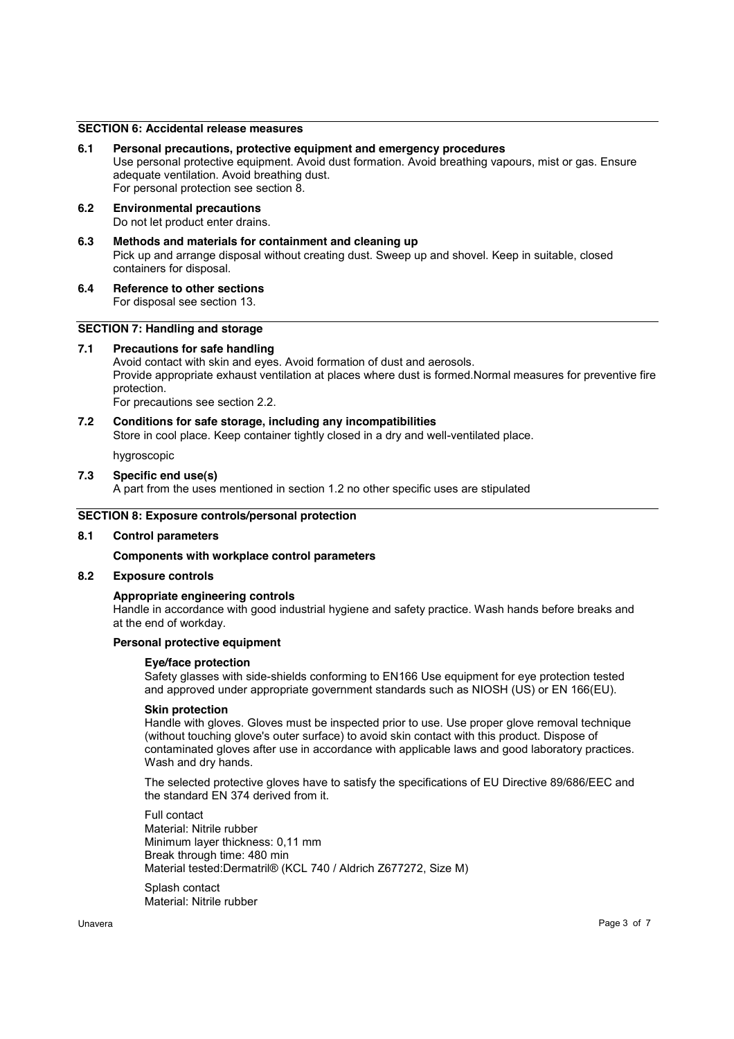## SECTION 6: Accidental release measures

### 6.1 Personal precautions, protective equipment and emergency procedures

Use personal protective equipment. Avoid dust formation. Avoid breathing vapours, mist or gas. Ensure adequate ventilation. Avoid breathing dust.
For personal protection see section 8.

### 6.2 Environmental precautions

Do not let product enter drains.

### 6.3 Methods and materials for containment and cleaning up

Pick up and arrange disposal without creating dust. Sweep up and shovel. Keep in suitable, closed containers for disposal.

### 6.4 Reference to other sections

For disposal see section 13.

## SECTION 7: Handling and storage

### 7.1 Precautions for safe handling

Avoid contact with skin and eyes. Avoid formation of dust and aerosols.
Provide appropriate exhaust ventilation at places where dust is formed.Normal measures for preventive fire protection.
For precautions see section 2.2.

### 7.2 Conditions for safe storage, including any incompatibilities

Store in cool place. Keep container tightly closed in a dry and well-ventilated place.

hygroscopic

### 7.3 Specific end use(s)

A part from the uses mentioned in section 1.2 no other specific uses are stipulated

## SECTION 8: Exposure controls/personal protection

### 8.1 Control parameters

**Components with workplace control parameters**

### 8.2 Exposure controls

**Appropriate engineering controls**

Handle in accordance with good industrial hygiene and safety practice. Wash hands before breaks and at the end of workday.

**Personal protective equipment**

**Eye/face protection**

Safety glasses with side-shields conforming to EN166 Use equipment for eye protection tested and approved under appropriate government standards such as NIOSH (US) or EN 166(EU).

**Skin protection**

Handle with gloves. Gloves must be inspected prior to use. Use proper glove removal technique (without touching glove's outer surface) to avoid skin contact with this product. Dispose of contaminated gloves after use in accordance with applicable laws and good laboratory practices. Wash and dry hands.

The selected protective gloves have to satisfy the specifications of EU Directive 89/686/EEC and the standard EN 374 derived from it.

Full contact
Material: Nitrile rubber
Minimum layer thickness: 0,11 mm
Break through time: 480 min
Material tested:Dermatril® (KCL 740 / Aldrich Z677272, Size M)

Splash contact
Material: Nitrile rubber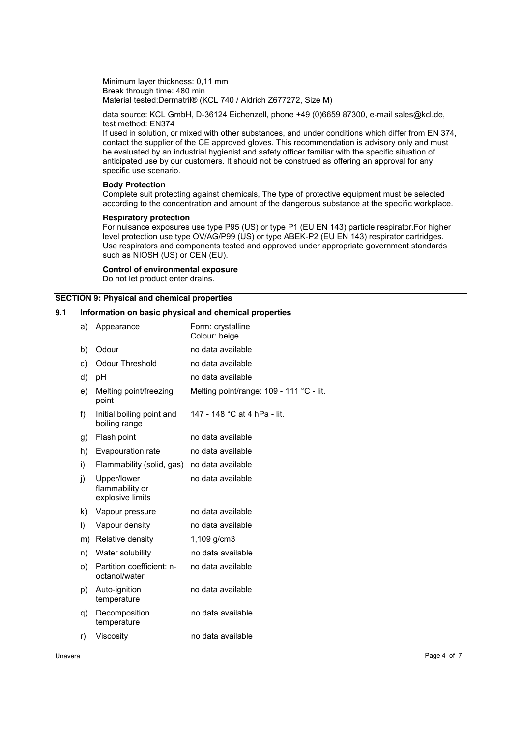Minimum layer thickness: 0,11 mm
Break through time: 480 min
Material tested:Dermatril® (KCL 740 / Aldrich Z677272, Size M)

data source: KCL GmbH, D-36124 Eichenzell, phone +49 (0)6659 87300, e-mail sales@kcl.de, test method: EN374

If used in solution, or mixed with other substances, and under conditions which differ from EN 374, contact the supplier of the CE approved gloves. This recommendation is advisory only and must be evaluated by an industrial hygienist and safety officer familiar with the specific situation of anticipated use by our customers. It should not be construed as offering an approval for any specific use scenario.

**Body Protection**

Complete suit protecting against chemicals, The type of protective equipment must be selected according to the concentration and amount of the dangerous substance at the specific workplace.

**Respiratory protection**

For nuisance exposures use type P95 (US) or type P1 (EU EN 143) particle respirator.For higher level protection use type OV/AG/P99 (US) or type ABEK-P2 (EU EN 143) respirator cartridges. Use respirators and components tested and approved under appropriate government standards such as NIOSH (US) or CEN (EU).

**Control of environmental exposure**

Do not let product enter drains.

## SECTION 9: Physical and chemical properties

### 9.1 Information on basic physical and chemical properties

| | | |
|---|---|---|
| a) | Appearance | Form: crystalline<br>Colour: beige |
| b) | Odour | no data available |
| c) | Odour Threshold | no data available |
| d) | pH | no data available |
| e) | Melting point/freezing point | Melting point/range: 109 - 111 °C - lit. |
| f) | Initial boiling point and boiling range | 147 - 148 °C at 4 hPa - lit. |
| g) | Flash point | no data available |
| h) | Evapouration rate | no data available |
| i) | Flammability (solid, gas) | no data available |
| j) | Upper/lower flammability or explosive limits | no data available |
| k) | Vapour pressure | no data available |
| l) | Vapour density | no data available |
| m) | Relative density | 1,109 g/cm3 |
| n) | Water solubility | no data available |
| o) | Partition coefficient: n-octanol/water | no data available |
| p) | Auto-ignition temperature | no data available |
| q) | Decomposition temperature | no data available |
| r) | Viscosity | no data available |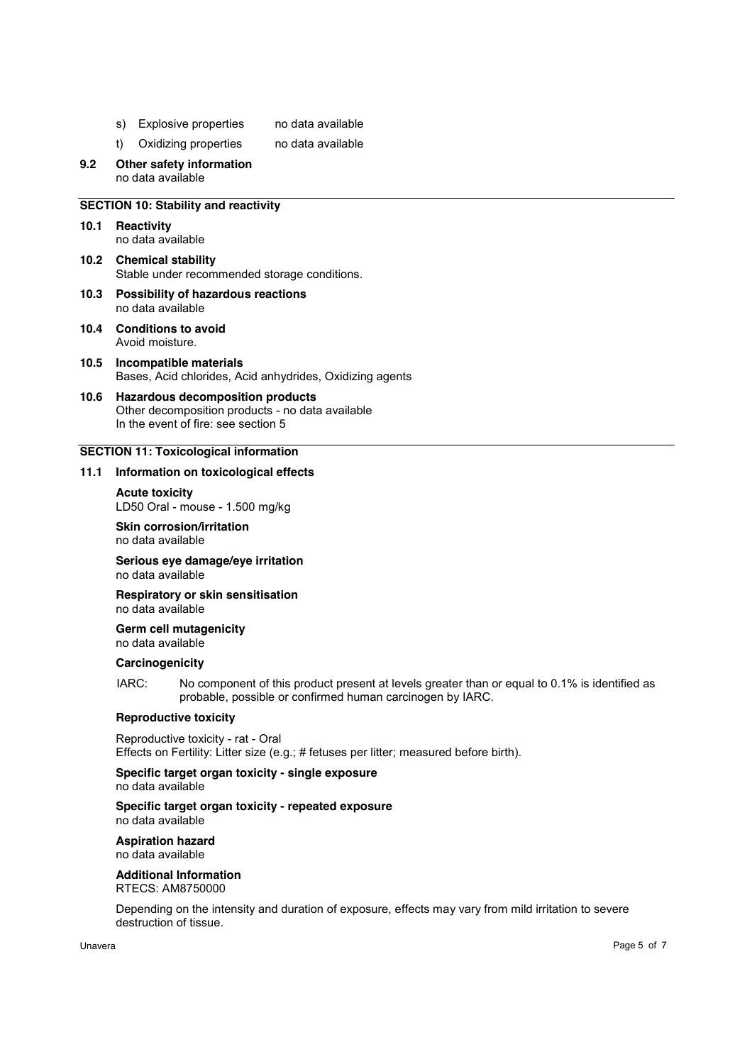s) Explosive properties no data available

t) Oxidizing properties no data available

**9.2 Other safety information**
no data available

## SECTION 10: Stability and reactivity

**10.1 Reactivity**
no data available

**10.2 Chemical stability**
Stable under recommended storage conditions.

**10.3 Possibility of hazardous reactions**
no data available

**10.4 Conditions to avoid**
Avoid moisture.

**10.5 Incompatible materials**
Bases, Acid chlorides, Acid anhydrides, Oxidizing agents

**10.6 Hazardous decomposition products**
Other decomposition products - no data available
In the event of fire: see section 5

## SECTION 11: Toxicological information

**11.1 Information on toxicological effects**

**Acute toxicity**
LD50 Oral - mouse - 1.500 mg/kg

**Skin corrosion/irritation**
no data available

**Serious eye damage/eye irritation**
no data available

**Respiratory or skin sensitisation**
no data available

**Germ cell mutagenicity**
no data available

**Carcinogenicity**

IARC: No component of this product present at levels greater than or equal to 0.1% is identified as probable, possible or confirmed human carcinogen by IARC.

**Reproductive toxicity**

Reproductive toxicity - rat - Oral
Effects on Fertility: Litter size (e.g.; # fetuses per litter; measured before birth).

**Specific target organ toxicity - single exposure**
no data available

**Specific target organ toxicity - repeated exposure**
no data available

**Aspiration hazard**
no data available

**Additional Information**
RTECS: AM8750000

Depending on the intensity and duration of exposure, effects may vary from mild irritation to severe destruction of tissue.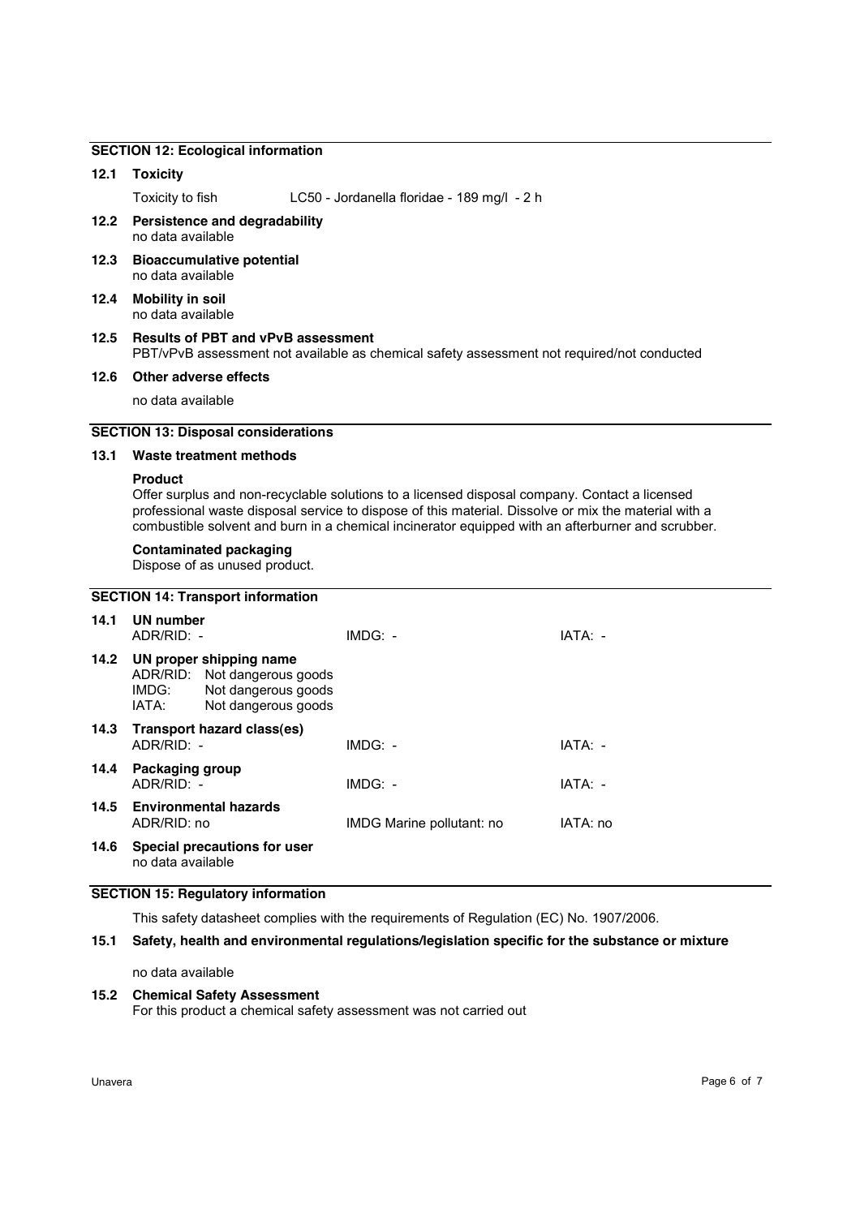## SECTION 12: Ecological information

### 12.1 Toxicity

| | |
|---|---|
| Toxicity to fish | LC50 - Jordanella floridae - 189 mg/l - 2 h |

### 12.2 Persistence and degradability

no data available

### 12.3 Bioaccumulative potential

no data available

### 12.4 Mobility in soil

no data available

### 12.5 Results of PBT and vPvB assessment

PBT/vPvB assessment not available as chemical safety assessment not required/not conducted

### 12.6 Other adverse effects

no data available

## SECTION 13: Disposal considerations

### 13.1 Waste treatment methods

**Product**

Offer surplus and non-recyclable solutions to a licensed disposal company. Contact a licensed professional waste disposal service to dispose of this material. Dissolve or mix the material with a combustible solvent and burn in a chemical incinerator equipped with an afterburner and scrubber.

**Contaminated packaging**

Dispose of as unused product.

## SECTION 14: Transport information

### 14.1 UN number

| | | |
|---|---|---|
| ADR/RID: - | IMDG: - | IATA: - |

### 14.2 UN proper shipping name

| | |
|---|---|
| ADR/RID: | Not dangerous goods |
| IMDG: | Not dangerous goods |
| IATA: | Not dangerous goods |

### 14.3 Transport hazard class(es)

| | | |
|---|---|---|
| ADR/RID: - | IMDG: - | IATA: - |

### 14.4 Packaging group

| | | |
|---|---|---|
| ADR/RID: - | IMDG: - | IATA: - |

### 14.5 Environmental hazards

| | | |
|---|---|---|
| ADR/RID: no | IMDG Marine pollutant: no | IATA: no |

### 14.6 Special precautions for user

no data available

## SECTION 15: Regulatory information

This safety datasheet complies with the requirements of Regulation (EC) No. 1907/2006.

### 15.1 Safety, health and environmental regulations/legislation specific for the substance or mixture

no data available

### 15.2 Chemical Safety Assessment

For this product a chemical safety assessment was not carried out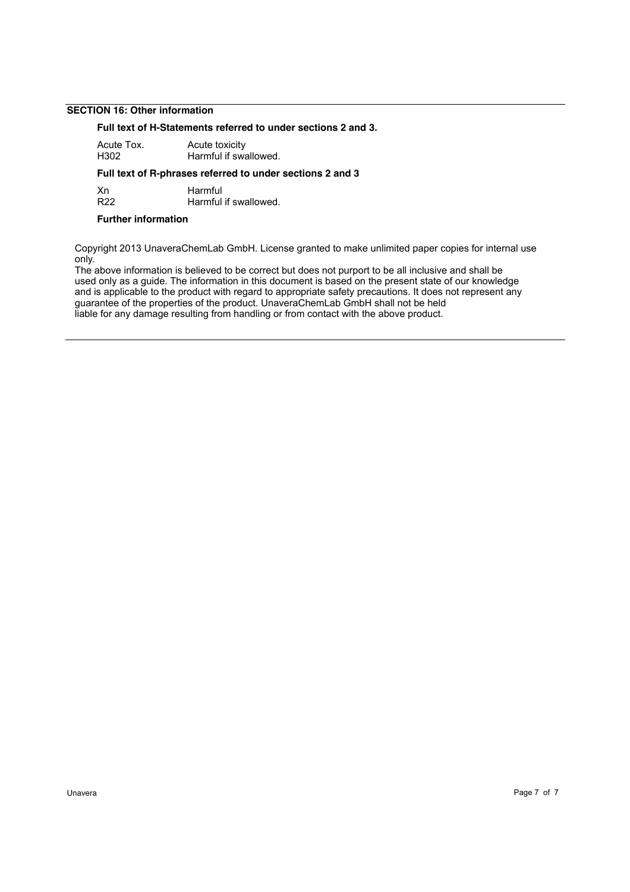## SECTION 16: Other information

### Full text of H-Statements referred to under sections 2 and 3.

| | |
|---|---|
| Acute Tox. | Acute toxicity |
| H302 | Harmful if swallowed. |

### Full text of R-phrases referred to under sections 2 and 3

| | |
|---|---|
| Xn | Harmful |
| R22 | Harmful if swallowed. |

### Further information

Copyright 2013 UnaveraChemLab GmbH. License granted to make unlimited paper copies for internal use only.
The above information is believed to be correct but does not purport to be all inclusive and shall be used only as a guide. The information in this document is based on the present state of our knowledge and is applicable to the product with regard to appropriate safety precautions. It does not represent any guarantee of the properties of the product. UnaveraChemLab GmbH shall not be held liable for any damage resulting from handling or from contact with the above product.